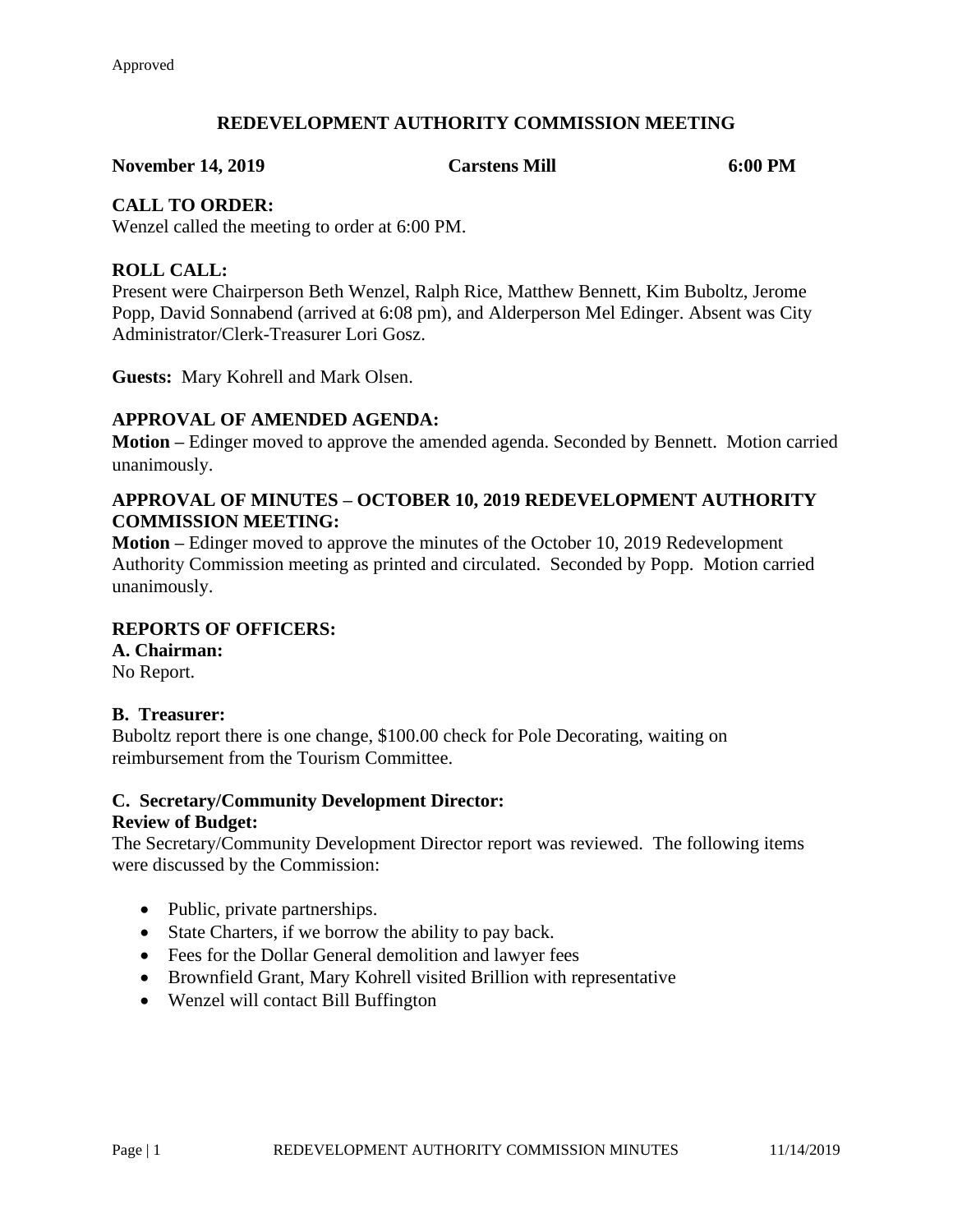Approved

# REDEVELOPMENT AUTHORITY COMMISSION MEETING

**November 14, 2019** **Carstens Mill** **6:00 PM**

## CALL TO ORDER:

Wenzel called the meeting to order at 6:00 PM.

## ROLL CALL:

Present were Chairperson Beth Wenzel, Ralph Rice, Matthew Bennett, Kim Buboltz, Jerome Popp, David Sonnabend (arrived at 6:08 pm), and Alderperson Mel Edinger. Absent was City Administrator/Clerk-Treasurer Lori Gosz.

**Guests:** Mary Kohrell and Mark Olsen.

## APPROVAL OF AMENDED AGENDA:

**Motion –** Edinger moved to approve the amended agenda. Seconded by Bennett. Motion carried unanimously.

## APPROVAL OF MINUTES – OCTOBER 10, 2019 REDEVELOPMENT AUTHORITY COMMISSION MEETING:

**Motion –** Edinger moved to approve the minutes of the October 10, 2019 Redevelopment Authority Commission meeting as printed and circulated. Seconded by Popp. Motion carried unanimously.

## REPORTS OF OFFICERS:

### A. Chairman:

No Report.

### B. Treasurer:

Buboltz report there is one change, $100.00 check for Pole Decorating, waiting on reimbursement from the Tourism Committee.

### C. Secretary/Community Development Director:

**Review of Budget:**

The Secretary/Community Development Director report was reviewed. The following items were discussed by the Commission:

- Public, private partnerships.
- State Charters, if we borrow the ability to pay back.
- Fees for the Dollar General demolition and lawyer fees
- Brownfield Grant, Mary Kohrell visited Brillion with representative
- Wenzel will contact Bill Buffington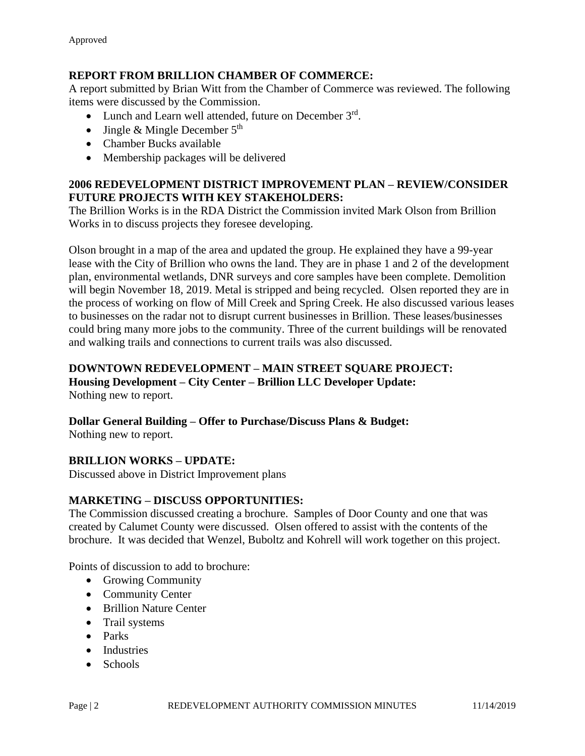Approved

**REPORT FROM BRILLION CHAMBER OF COMMERCE:**

A report submitted by Brian Witt from the Chamber of Commerce was reviewed. The following items were discussed by the Commission.

- Lunch and Learn well attended, future on December 3rd.
- Jingle & Mingle December 5th
- Chamber Bucks available
- Membership packages will be delivered

**2006 REDEVELOPMENT DISTRICT IMPROVEMENT PLAN – REVIEW/CONSIDER FUTURE PROJECTS WITH KEY STAKEHOLDERS:**

The Brillion Works is in the RDA District the Commission invited Mark Olson from Brillion Works in to discuss projects they foresee developing.

Olson brought in a map of the area and updated the group. He explained they have a 99-year lease with the City of Brillion who owns the land. They are in phase 1 and 2 of the development plan, environmental wetlands, DNR surveys and core samples have been complete. Demolition will begin November 18, 2019. Metal is stripped and being recycled. Olsen reported they are in the process of working on flow of Mill Creek and Spring Creek. He also discussed various leases to businesses on the radar not to disrupt current businesses in Brillion. These leases/businesses could bring many more jobs to the community. Three of the current buildings will be renovated and walking trails and connections to current trails was also discussed.

**DOWNTOWN REDEVELOPMENT – MAIN STREET SQUARE PROJECT:**

**Housing Development – City Center – Brillion LLC Developer Update:**

Nothing new to report.

**Dollar General Building – Offer to Purchase/Discuss Plans & Budget:**

Nothing new to report.

**BRILLION WORKS – UPDATE:**

Discussed above in District Improvement plans

**MARKETING – DISCUSS OPPORTUNITIES:**

The Commission discussed creating a brochure. Samples of Door County and one that was created by Calumet County were discussed. Olsen offered to assist with the contents of the brochure. It was decided that Wenzel, Buboltz and Kohrell will work together on this project.

Points of discussion to add to brochure:

- Growing Community
- Community Center
- Brillion Nature Center
- Trail systems
- Parks
- Industries
- Schools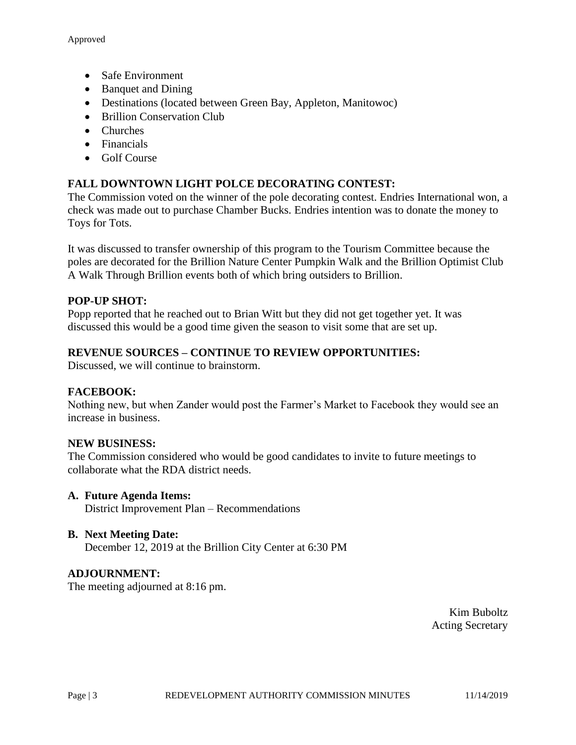Approved

- Safe Environment
- Banquet and Dining
- Destinations (located between Green Bay, Appleton, Manitowoc)
- Brillion Conservation Club
- Churches
- Financials
- Golf Course

**FALL DOWNTOWN LIGHT POLCE DECORATING CONTEST:**
The Commission voted on the winner of the pole decorating contest. Endries International won, a check was made out to purchase Chamber Bucks. Endries intention was to donate the money to Toys for Tots.

It was discussed to transfer ownership of this program to the Tourism Committee because the poles are decorated for the Brillion Nature Center Pumpkin Walk and the Brillion Optimist Club A Walk Through Brillion events both of which bring outsiders to Brillion.

**POP-UP SHOT:**
Popp reported that he reached out to Brian Witt but they did not get together yet. It was discussed this would be a good time given the season to visit some that are set up.

**REVENUE SOURCES – CONTINUE TO REVIEW OPPORTUNITIES:**
Discussed, we will continue to brainstorm.

**FACEBOOK:**
Nothing new, but when Zander would post the Farmer's Market to Facebook they would see an increase in business.

**NEW BUSINESS:**
The Commission considered who would be good candidates to invite to future meetings to collaborate what the RDA district needs.

**A. Future Agenda Items:**
District Improvement Plan – Recommendations

**B. Next Meeting Date:**
December 12, 2019 at the Brillion City Center at 6:30 PM

**ADJOURNMENT:**
The meeting adjourned at 8:16 pm.

Kim Buboltz
Acting Secretary